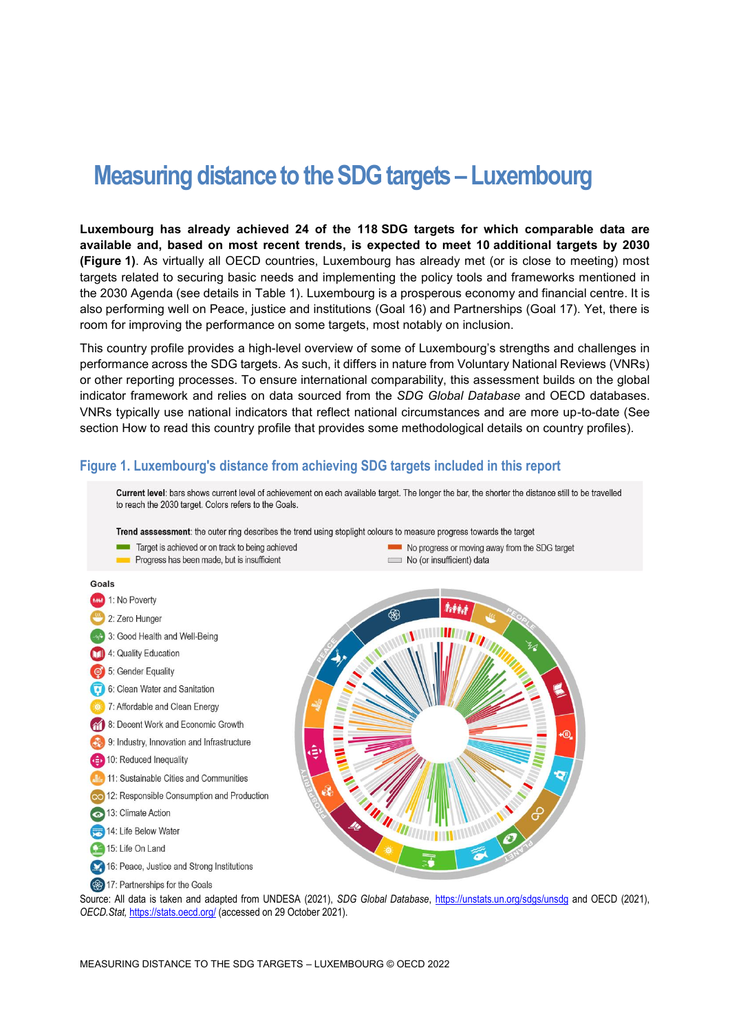# Measuring distance to the SDG targets – Luxembourg

**Luxembourg has already achieved 24 of the 118 SDG targets for which comparable data are available and, based on most recent trends, is expected to meet 10 additional targets by 2030 (Figure 1)**. As virtually all OECD countries, Luxembourg has already met (or is close to meeting) most targets related to securing basic needs and implementing the policy tools and frameworks mentioned in the 2030 Agenda (see details in Table 1). Luxembourg is a prosperous economy and financial centre. It is also performing well on Peace, justice and institutions (Goal 16) and Partnerships (Goal 17). Yet, there is room for improving the performance on some targets, most notably on inclusion.

This country profile provides a high-level overview of some of Luxembourg's strengths and challenges in performance across the SDG targets. As such, it differs in nature from Voluntary National Reviews (VNRs) or other reporting processes. To ensure international comparability, this assessment builds on the global indicator framework and relies on data sourced from the *SDG Global Database* and OECD databases. VNRs typically use national indicators that reflect national circumstances and are more up-to-date (See section How to read this country profile that provides some methodological details on country profiles).

## Figure 1. Luxembourg's distance from achieving SDG targets included in this report

**Current level**: bars shows current level of achievement on each available target. The longer the bar, the shorter the distance still to be travelled to reach the 2030 target. Colors refers to the Goals.

**Trend asssessment**: the outer ring describes the trend using stoplight colours to measure progress towards the target

- Target is achieved or on track to being achieved
- Progress has been made, but is insufficient
- No progress or moving away from the SDG target
- No (or insufficient) data

**Goals**

- 1: No Poverty
- 2: Zero Hunger
- 3: Good Health and Well-Being
- 4: Quality Education
- 5: Gender Equality
- 6: Clean Water and Sanitation
- 7: Affordable and Clean Energy
- 8: Decent Work and Economic Growth
- 9: Industry, Innovation and Infrastructure
- 10: Reduced Inequality
- 11: Sustainable Cities and Communities
- 12: Responsible Consumption and Production
- 13: Climate Action
- 14: Life Below Water
- 15: Life On Land
- 16: Peace, Justice and Strong Institutions
- 17: Partnerships for the Goals

Source: All data is taken and adapted from UNDESA (2021), *SDG Global Database*, https://unstats.un.org/sdgs/unsdg and OECD (2021), *OECD.Stat*, https://stats.oecd.org/ (accessed on 29 October 2021).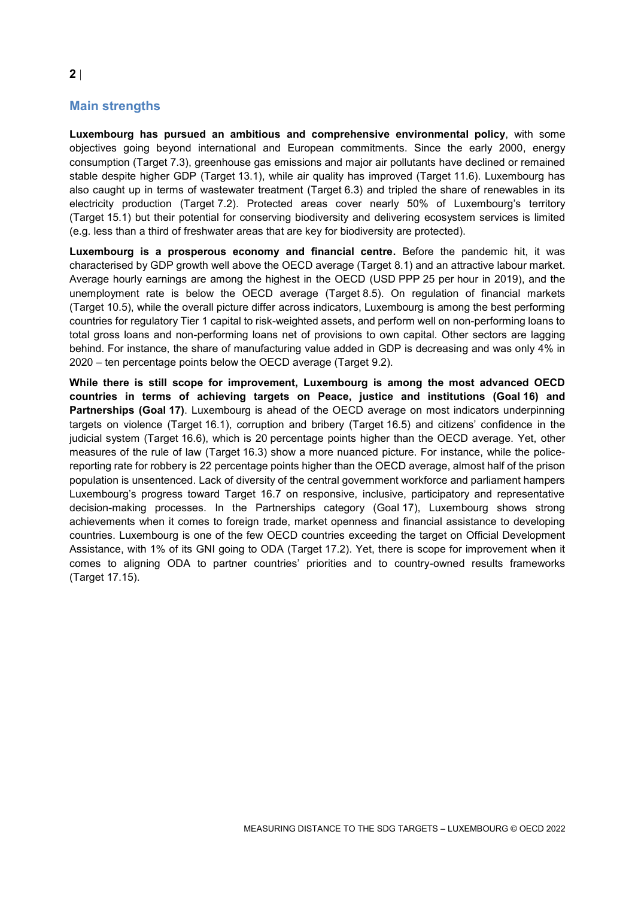## Main strengths

**Luxembourg has pursued an ambitious and comprehensive environmental policy**, with some objectives going beyond international and European commitments. Since the early 2000, energy consumption (Target 7.3), greenhouse gas emissions and major air pollutants have declined or remained stable despite higher GDP (Target 13.1), while air quality has improved (Target 11.6). Luxembourg has also caught up in terms of wastewater treatment (Target 6.3) and tripled the share of renewables in its electricity production (Target 7.2). Protected areas cover nearly 50% of Luxembourg's territory (Target 15.1) but their potential for conserving biodiversity and delivering ecosystem services is limited (e.g. less than a third of freshwater areas that are key for biodiversity are protected).

**Luxembourg is a prosperous economy and financial centre.** Before the pandemic hit, it was characterised by GDP growth well above the OECD average (Target 8.1) and an attractive labour market. Average hourly earnings are among the highest in the OECD (USD PPP 25 per hour in 2019), and the unemployment rate is below the OECD average (Target 8.5). On regulation of financial markets (Target 10.5), while the overall picture differ across indicators, Luxembourg is among the best performing countries for regulatory Tier 1 capital to risk-weighted assets, and perform well on non-performing loans to total gross loans and non-performing loans net of provisions to own capital. Other sectors are lagging behind. For instance, the share of manufacturing value added in GDP is decreasing and was only 4% in 2020 – ten percentage points below the OECD average (Target 9.2).

**While there is still scope for improvement, Luxembourg is among the most advanced OECD countries in terms of achieving targets on Peace, justice and institutions (Goal 16) and Partnerships (Goal 17)**. Luxembourg is ahead of the OECD average on most indicators underpinning targets on violence (Target 16.1), corruption and bribery (Target 16.5) and citizens' confidence in the judicial system (Target 16.6), which is 20 percentage points higher than the OECD average. Yet, other measures of the rule of law (Target 16.3) show a more nuanced picture. For instance, while the police-reporting rate for robbery is 22 percentage points higher than the OECD average, almost half of the prison population is unsentenced. Lack of diversity of the central government workforce and parliament hampers Luxembourg's progress toward Target 16.7 on responsive, inclusive, participatory and representative decision-making processes. In the Partnerships category (Goal 17), Luxembourg shows strong achievements when it comes to foreign trade, market openness and financial assistance to developing countries. Luxembourg is one of the few OECD countries exceeding the target on Official Development Assistance, with 1% of its GNI going to ODA (Target 17.2). Yet, there is scope for improvement when it comes to aligning ODA to partner countries' priorities and to country-owned results frameworks (Target 17.15).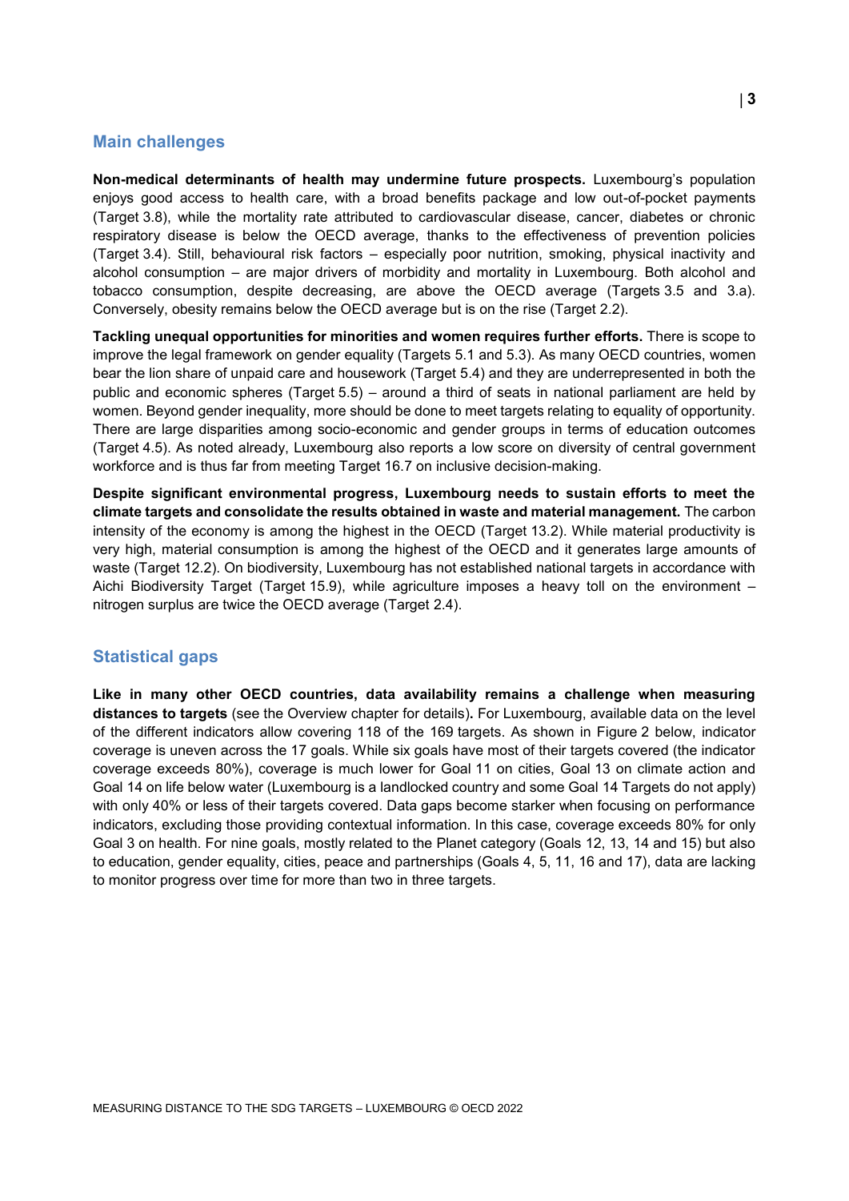## Main challenges

**Non-medical determinants of health may undermine future prospects.** Luxembourg's population enjoys good access to health care, with a broad benefits package and low out-of-pocket payments (Target 3.8), while the mortality rate attributed to cardiovascular disease, cancer, diabetes or chronic respiratory disease is below the OECD average, thanks to the effectiveness of prevention policies (Target 3.4). Still, behavioural risk factors – especially poor nutrition, smoking, physical inactivity and alcohol consumption – are major drivers of morbidity and mortality in Luxembourg. Both alcohol and tobacco consumption, despite decreasing, are above the OECD average (Targets 3.5 and 3.a). Conversely, obesity remains below the OECD average but is on the rise (Target 2.2).

**Tackling unequal opportunities for minorities and women requires further efforts.** There is scope to improve the legal framework on gender equality (Targets 5.1 and 5.3). As many OECD countries, women bear the lion share of unpaid care and housework (Target 5.4) and they are underrepresented in both the public and economic spheres (Target 5.5) – around a third of seats in national parliament are held by women. Beyond gender inequality, more should be done to meet targets relating to equality of opportunity. There are large disparities among socio-economic and gender groups in terms of education outcomes (Target 4.5). As noted already, Luxembourg also reports a low score on diversity of central government workforce and is thus far from meeting Target 16.7 on inclusive decision-making.

**Despite significant environmental progress, Luxembourg needs to sustain efforts to meet the climate targets and consolidate the results obtained in waste and material management.** The carbon intensity of the economy is among the highest in the OECD (Target 13.2). While material productivity is very high, material consumption is among the highest of the OECD and it generates large amounts of waste (Target 12.2). On biodiversity, Luxembourg has not established national targets in accordance with Aichi Biodiversity Target (Target 15.9), while agriculture imposes a heavy toll on the environment – nitrogen surplus are twice the OECD average (Target 2.4).

## Statistical gaps

**Like in many other OECD countries, data availability remains a challenge when measuring distances to targets** (see the Overview chapter for details). For Luxembourg, available data on the level of the different indicators allow covering 118 of the 169 targets. As shown in Figure 2 below, indicator coverage is uneven across the 17 goals. While six goals have most of their targets covered (the indicator coverage exceeds 80%), coverage is much lower for Goal 11 on cities, Goal 13 on climate action and Goal 14 on life below water (Luxembourg is a landlocked country and some Goal 14 Targets do not apply) with only 40% or less of their targets covered. Data gaps become starker when focusing on performance indicators, excluding those providing contextual information. In this case, coverage exceeds 80% for only Goal 3 on health. For nine goals, mostly related to the Planet category (Goals 12, 13, 14 and 15) but also to education, gender equality, cities, peace and partnerships (Goals 4, 5, 11, 16 and 17), data are lacking to monitor progress over time for more than two in three targets.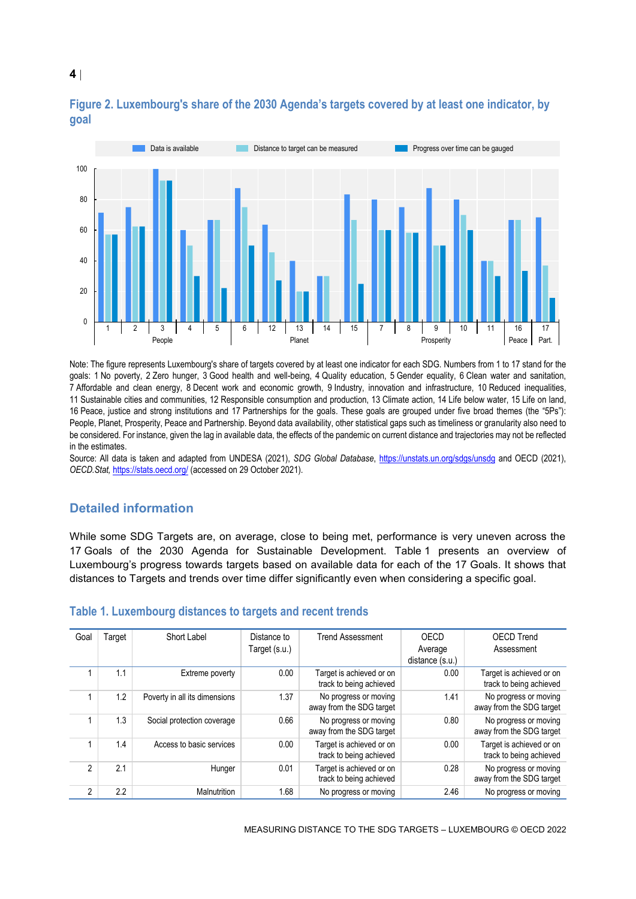## Figure 2. Luxembourg's share of the 2030 Agenda's targets covered by at least one indicator, by goal

Note: The figure represents Luxembourg's share of targets covered by at least one indicator for each SDG. Numbers from 1 to 17 stand for the goals: 1 No poverty, 2 Zero hunger, 3 Good health and well-being, 4 Quality education, 5 Gender equality, 6 Clean water and sanitation, 7 Affordable and clean energy, 8 Decent work and economic growth, 9 Industry, innovation and infrastructure, 10 Reduced inequalities, 11 Sustainable cities and communities, 12 Responsible consumption and production, 13 Climate action, 14 Life below water, 15 Life on land, 16 Peace, justice and strong institutions and 17 Partnerships for the goals. These goals are grouped under five broad themes (the "5Ps"): People, Planet, Prosperity, Peace and Partnership. Beyond data availability, other statistical gaps such as timeliness or granularity also need to be considered. For instance, given the lag in available data, the effects of the pandemic on current distance and trajectories may not be reflected in the estimates.

Source: All data is taken and adapted from UNDESA (2021), *SDG Global Database*, https://unstats.un.org/sdgs/unsdg and OECD (2021), *OECD.Stat,* https://stats.oecd.org/ (accessed on 29 October 2021).

## Detailed information

While some SDG Targets are, on average, close to being met, performance is very uneven across the 17 Goals of the 2030 Agenda for Sustainable Development. Table 1 presents an overview of Luxembourg's progress towards targets based on available data for each of the 17 Goals. It shows that distances to Targets and trends over time differ significantly even when considering a specific goal.

### Table 1. Luxembourg distances to targets and recent trends

| Goal | Target | Short Label | Distance to Target (s.u.) | Trend Assessment | OECD Average distance (s.u.) | OECD Trend Assessment |
|---|---|---|---|---|---|---|
| 1 | 1.1 | Extreme poverty | 0.00 | Target is achieved or on track to being achieved | 0.00 | Target is achieved or on track to being achieved |
| 1 | 1.2 | Poverty in all its dimensions | 1.37 | No progress or moving away from the SDG target | 1.41 | No progress or moving away from the SDG target |
| 1 | 1.3 | Social protection coverage | 0.66 | No progress or moving away from the SDG target | 0.80 | No progress or moving away from the SDG target |
| 1 | 1.4 | Access to basic services | 0.00 | Target is achieved or on track to being achieved | 0.00 | Target is achieved or on track to being achieved |
| 2 | 2.1 | Hunger | 0.01 | Target is achieved or on track to being achieved | 0.28 | No progress or moving away from the SDG target |
| 2 | 2.2 | Malnutrition | 1.68 | No progress or moving | 2.46 | No progress or moving |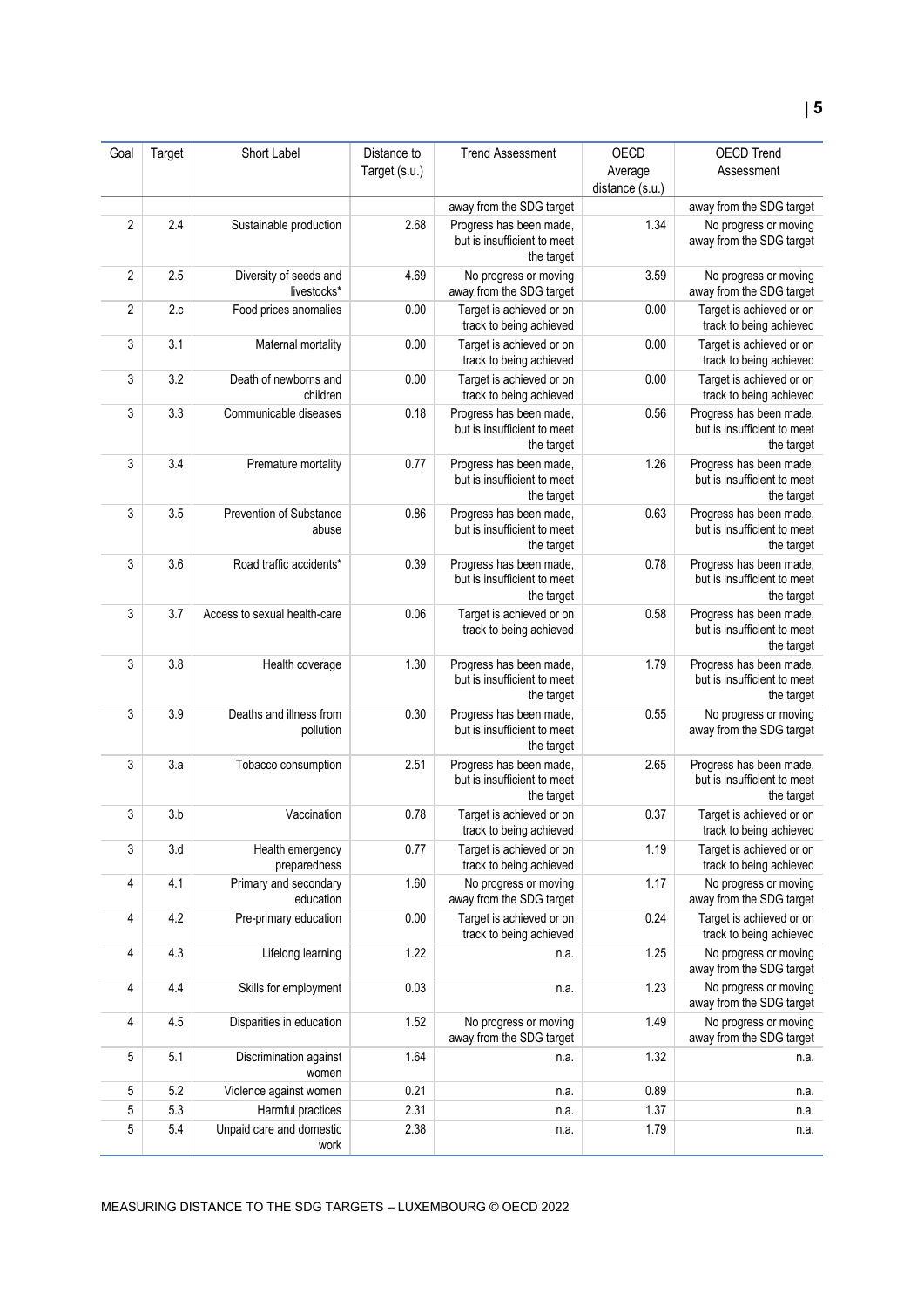| Goal | Target | Short Label | Distance to Target (s.u.) | Trend Assessment | OECD Average distance (s.u.) | OECD Trend Assessment |
|---|---|---|---|---|---|---|
| | | | | away from the SDG target | | away from the SDG target |
| 2 | 2.4 | Sustainable production | 2.68 | Progress has been made, but is insufficient to meet the target | 1.34 | No progress or moving away from the SDG target |
| 2 | 2.5 | Diversity of seeds and livestocks* | 4.69 | No progress or moving away from the SDG target | 3.59 | No progress or moving away from the SDG target |
| 2 | 2.c | Food prices anomalies | 0.00 | Target is achieved or on track to being achieved | 0.00 | Target is achieved or on track to being achieved |
| 3 | 3.1 | Maternal mortality | 0.00 | Target is achieved or on track to being achieved | 0.00 | Target is achieved or on track to being achieved |
| 3 | 3.2 | Death of newborns and children | 0.00 | Target is achieved or on track to being achieved | 0.00 | Target is achieved or on track to being achieved |
| 3 | 3.3 | Communicable diseases | 0.18 | Progress has been made, but is insufficient to meet the target | 0.56 | Progress has been made, but is insufficient to meet the target |
| 3 | 3.4 | Premature mortality | 0.77 | Progress has been made, but is insufficient to meet the target | 1.26 | Progress has been made, but is insufficient to meet the target |
| 3 | 3.5 | Prevention of Substance abuse | 0.86 | Progress has been made, but is insufficient to meet the target | 0.63 | Progress has been made, but is insufficient to meet the target |
| 3 | 3.6 | Road traffic accidents* | 0.39 | Progress has been made, but is insufficient to meet the target | 0.78 | Progress has been made, but is insufficient to meet the target |
| 3 | 3.7 | Access to sexual health-care | 0.06 | Target is achieved or on track to being achieved | 0.58 | Progress has been made, but is insufficient to meet the target |
| 3 | 3.8 | Health coverage | 1.30 | Progress has been made, but is insufficient to meet the target | 1.79 | Progress has been made, but is insufficient to meet the target |
| 3 | 3.9 | Deaths and illness from pollution | 0.30 | Progress has been made, but is insufficient to meet the target | 0.55 | No progress or moving away from the SDG target |
| 3 | 3.a | Tobacco consumption | 2.51 | Progress has been made, but is insufficient to meet the target | 2.65 | Progress has been made, but is insufficient to meet the target |
| 3 | 3.b | Vaccination | 0.78 | Target is achieved or on track to being achieved | 0.37 | Target is achieved or on track to being achieved |
| 3 | 3.d | Health emergency preparedness | 0.77 | Target is achieved or on track to being achieved | 1.19 | Target is achieved or on track to being achieved |
| 4 | 4.1 | Primary and secondary education | 1.60 | No progress or moving away from the SDG target | 1.17 | No progress or moving away from the SDG target |
| 4 | 4.2 | Pre-primary education | 0.00 | Target is achieved or on track to being achieved | 0.24 | Target is achieved or on track to being achieved |
| 4 | 4.3 | Lifelong learning | 1.22 | n.a. | 1.25 | No progress or moving away from the SDG target |
| 4 | 4.4 | Skills for employment | 0.03 | n.a. | 1.23 | No progress or moving away from the SDG target |
| 4 | 4.5 | Disparities in education | 1.52 | No progress or moving away from the SDG target | 1.49 | No progress or moving away from the SDG target |
| 5 | 5.1 | Discrimination against women | 1.64 | n.a. | 1.32 | n.a. |
| 5 | 5.2 | Violence against women | 0.21 | n.a. | 0.89 | n.a. |
| 5 | 5.3 | Harmful practices | 2.31 | n.a. | 1.37 | n.a. |
| 5 | 5.4 | Unpaid care and domestic work | 2.38 | n.a. | 1.79 | n.a. |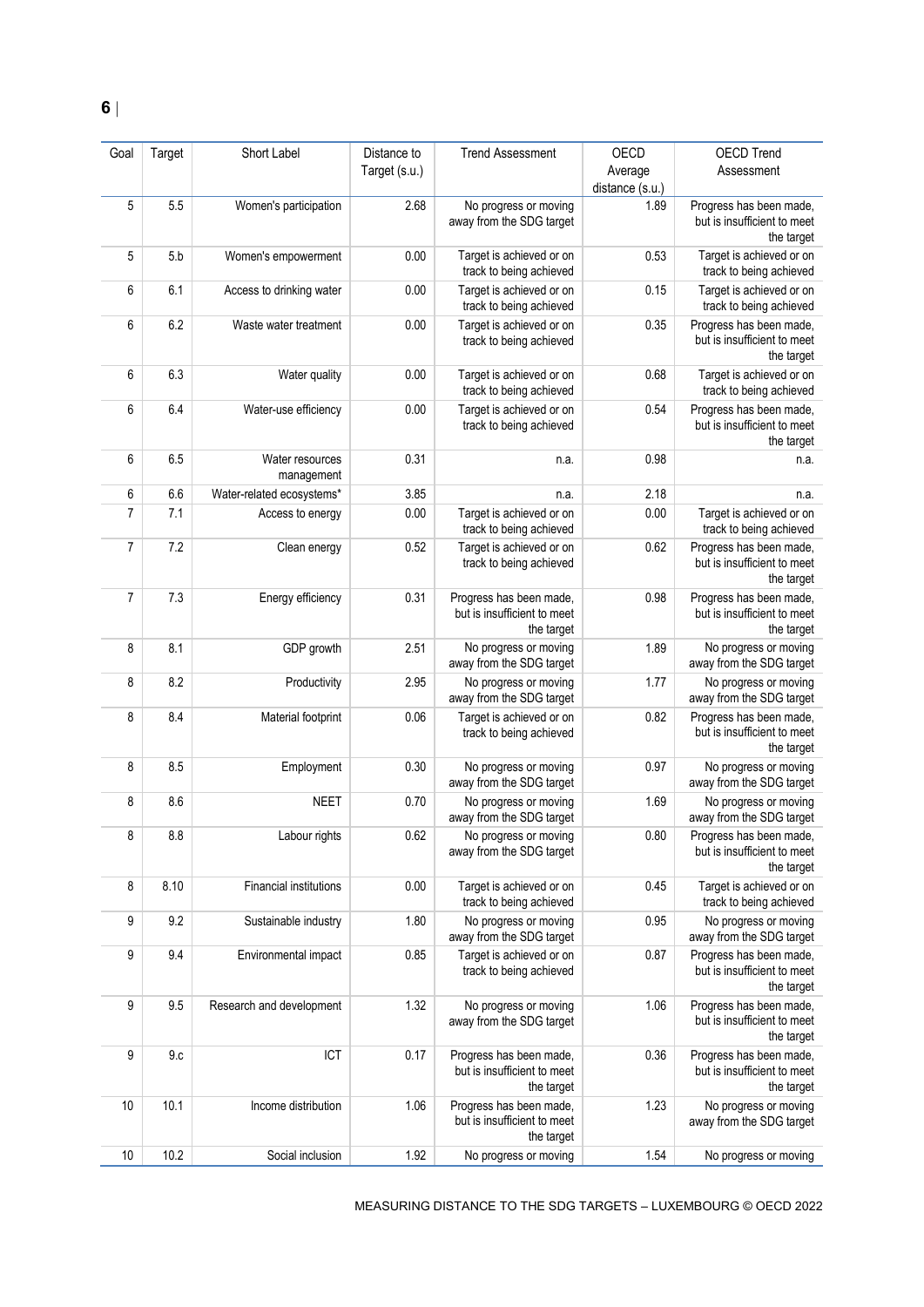| Goal | Target | Short Label | Distance to Target (s.u.) | Trend Assessment | OECD Average distance (s.u.) | OECD Trend Assessment |
|---|---|---|---|---|---|---|
| 5 | 5.5 | Women's participation | 2.68 | No progress or moving away from the SDG target | 1.89 | Progress has been made, but is insufficient to meet the target |
| 5 | 5.b | Women's empowerment | 0.00 | Target is achieved or on track to being achieved | 0.53 | Target is achieved or on track to being achieved |
| 6 | 6.1 | Access to drinking water | 0.00 | Target is achieved or on track to being achieved | 0.15 | Target is achieved or on track to being achieved |
| 6 | 6.2 | Waste water treatment | 0.00 | Target is achieved or on track to being achieved | 0.35 | Progress has been made, but is insufficient to meet the target |
| 6 | 6.3 | Water quality | 0.00 | Target is achieved or on track to being achieved | 0.68 | Target is achieved or on track to being achieved |
| 6 | 6.4 | Water-use efficiency | 0.00 | Target is achieved or on track to being achieved | 0.54 | Progress has been made, but is insufficient to meet the target |
| 6 | 6.5 | Water resources management | 0.31 | n.a. | 0.98 | n.a. |
| 6 | 6.6 | Water-related ecosystems* | 3.85 | n.a. | 2.18 | n.a. |
| 7 | 7.1 | Access to energy | 0.00 | Target is achieved or on track to being achieved | 0.00 | Target is achieved or on track to being achieved |
| 7 | 7.2 | Clean energy | 0.52 | Target is achieved or on track to being achieved | 0.62 | Progress has been made, but is insufficient to meet the target |
| 7 | 7.3 | Energy efficiency | 0.31 | Progress has been made, but is insufficient to meet the target | 0.98 | Progress has been made, but is insufficient to meet the target |
| 8 | 8.1 | GDP growth | 2.51 | No progress or moving away from the SDG target | 1.89 | No progress or moving away from the SDG target |
| 8 | 8.2 | Productivity | 2.95 | No progress or moving away from the SDG target | 1.77 | No progress or moving away from the SDG target |
| 8 | 8.4 | Material footprint | 0.06 | Target is achieved or on track to being achieved | 0.82 | Progress has been made, but is insufficient to meet the target |
| 8 | 8.5 | Employment | 0.30 | No progress or moving away from the SDG target | 0.97 | No progress or moving away from the SDG target |
| 8 | 8.6 | NEET | 0.70 | No progress or moving away from the SDG target | 1.69 | No progress or moving away from the SDG target |
| 8 | 8.8 | Labour rights | 0.62 | No progress or moving away from the SDG target | 0.80 | Progress has been made, but is insufficient to meet the target |
| 8 | 8.10 | Financial institutions | 0.00 | Target is achieved or on track to being achieved | 0.45 | Target is achieved or on track to being achieved |
| 9 | 9.2 | Sustainable industry | 1.80 | No progress or moving away from the SDG target | 0.95 | No progress or moving away from the SDG target |
| 9 | 9.4 | Environmental impact | 0.85 | Target is achieved or on track to being achieved | 0.87 | Progress has been made, but is insufficient to meet the target |
| 9 | 9.5 | Research and development | 1.32 | No progress or moving away from the SDG target | 1.06 | Progress has been made, but is insufficient to meet the target |
| 9 | 9.c | ICT | 0.17 | Progress has been made, but is insufficient to meet the target | 0.36 | Progress has been made, but is insufficient to meet the target |
| 10 | 10.1 | Income distribution | 1.06 | Progress has been made, but is insufficient to meet the target | 1.23 | No progress or moving away from the SDG target |
| 10 | 10.2 | Social inclusion | 1.92 | No progress or moving | 1.54 | No progress or moving |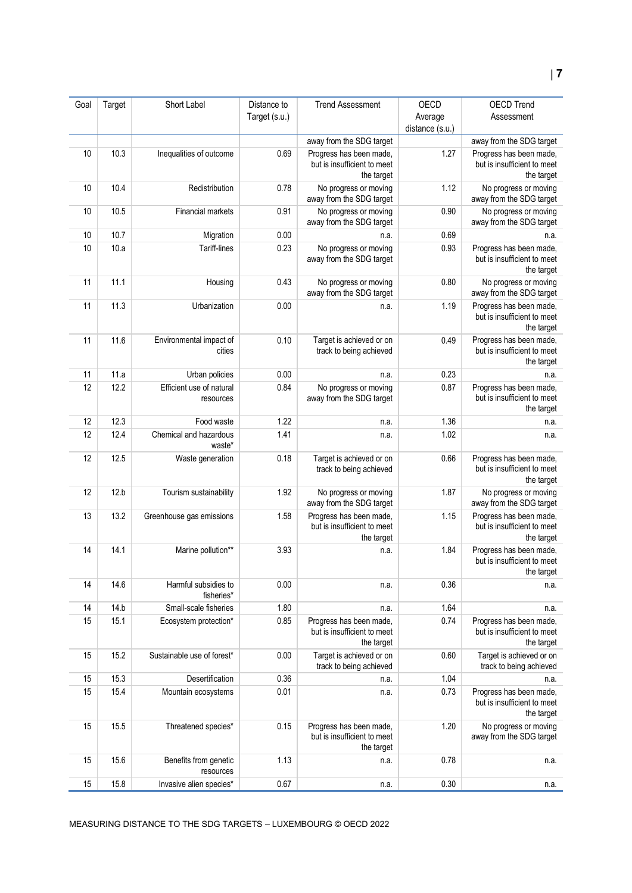| Goal | Target | Short Label | Distance to Target (s.u.) | Trend Assessment | OECD Average distance (s.u.) | OECD Trend Assessment |
|---|---|---|---|---|---|---|
| | | | | away from the SDG target | | away from the SDG target |
| 10 | 10.3 | Inequalities of outcome | 0.69 | Progress has been made, but is insufficient to meet the target | 1.27 | Progress has been made, but is insufficient to meet the target |
| 10 | 10.4 | Redistribution | 0.78 | No progress or moving away from the SDG target | 1.12 | No progress or moving away from the SDG target |
| 10 | 10.5 | Financial markets | 0.91 | No progress or moving away from the SDG target | 0.90 | No progress or moving away from the SDG target |
| 10 | 10.7 | Migration | 0.00 | n.a. | 0.69 | n.a. |
| 10 | 10.a | Tariff-lines | 0.23 | No progress or moving away from the SDG target | 0.93 | Progress has been made, but is insufficient to meet the target |
| 11 | 11.1 | Housing | 0.43 | No progress or moving away from the SDG target | 0.80 | No progress or moving away from the SDG target |
| 11 | 11.3 | Urbanization | 0.00 | n.a. | 1.19 | Progress has been made, but is insufficient to meet the target |
| 11 | 11.6 | Environmental impact of cities | 0.10 | Target is achieved or on track to being achieved | 0.49 | Progress has been made, but is insufficient to meet the target |
| 11 | 11.a | Urban policies | 0.00 | n.a. | 0.23 | n.a. |
| 12 | 12.2 | Efficient use of natural resources | 0.84 | No progress or moving away from the SDG target | 0.87 | Progress has been made, but is insufficient to meet the target |
| 12 | 12.3 | Food waste | 1.22 | n.a. | 1.36 | n.a. |
| 12 | 12.4 | Chemical and hazardous waste* | 1.41 | n.a. | 1.02 | n.a. |
| 12 | 12.5 | Waste generation | 0.18 | Target is achieved or on track to being achieved | 0.66 | Progress has been made, but is insufficient to meet the target |
| 12 | 12.b | Tourism sustainability | 1.92 | No progress or moving away from the SDG target | 1.87 | No progress or moving away from the SDG target |
| 13 | 13.2 | Greenhouse gas emissions | 1.58 | Progress has been made, but is insufficient to meet the target | 1.15 | Progress has been made, but is insufficient to meet the target |
| 14 | 14.1 | Marine pollution** | 3.93 | n.a. | 1.84 | Progress has been made, but is insufficient to meet the target |
| 14 | 14.6 | Harmful subsidies to fisheries* | 0.00 | n.a. | 0.36 | n.a. |
| 14 | 14.b | Small-scale fisheries | 1.80 | n.a. | 1.64 | n.a. |
| 15 | 15.1 | Ecosystem protection* | 0.85 | Progress has been made, but is insufficient to meet the target | 0.74 | Progress has been made, but is insufficient to meet the target |
| 15 | 15.2 | Sustainable use of forest* | 0.00 | Target is achieved or on track to being achieved | 0.60 | Target is achieved or on track to being achieved |
| 15 | 15.3 | Desertification | 0.36 | n.a. | 1.04 | n.a. |
| 15 | 15.4 | Mountain ecosystems | 0.01 | n.a. | 0.73 | Progress has been made, but is insufficient to meet the target |
| 15 | 15.5 | Threatened species* | 0.15 | Progress has been made, but is insufficient to meet the target | 1.20 | No progress or moving away from the SDG target |
| 15 | 15.6 | Benefits from genetic resources | 1.13 | n.a. | 0.78 | n.a. |
| 15 | 15.8 | Invasive alien species* | 0.67 | n.a. | 0.30 | n.a. |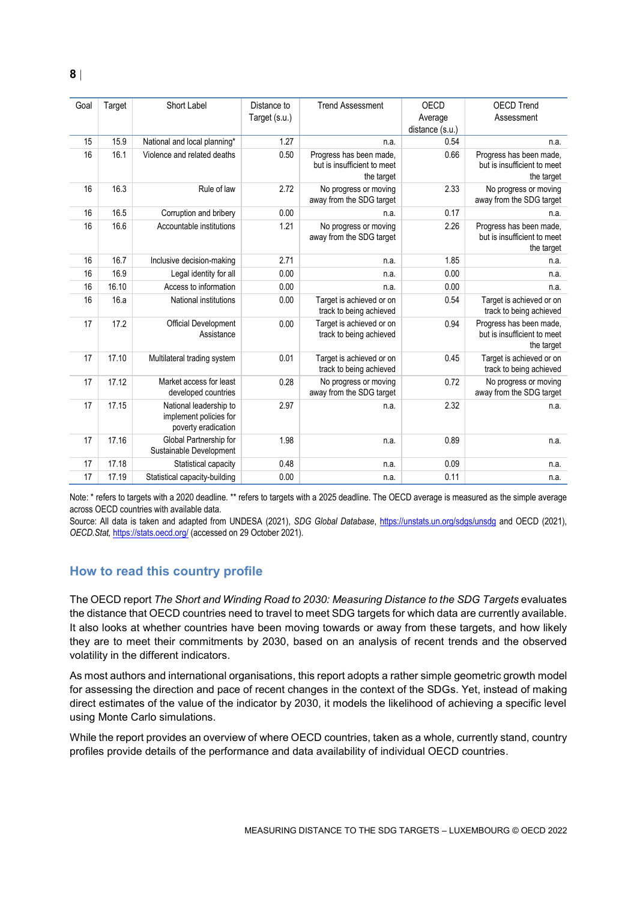| Goal | Target | Short Label | Distance to Target (s.u.) | Trend Assessment | OECD Average distance (s.u.) | OECD Trend Assessment |
|---|---|---|---|---|---|---|
| 15 | 15.9 | National and local planning* | 1.27 | n.a. | 0.54 | n.a. |
| 16 | 16.1 | Violence and related deaths | 0.50 | Progress has been made, but is insufficient to meet the target | 0.66 | Progress has been made, but is insufficient to meet the target |
| 16 | 16.3 | Rule of law | 2.72 | No progress or moving away from the SDG target | 2.33 | No progress or moving away from the SDG target |
| 16 | 16.5 | Corruption and bribery | 0.00 | n.a. | 0.17 | n.a. |
| 16 | 16.6 | Accountable institutions | 1.21 | No progress or moving away from the SDG target | 2.26 | Progress has been made, but is insufficient to meet the target |
| 16 | 16.7 | Inclusive decision-making | 2.71 | n.a. | 1.85 | n.a. |
| 16 | 16.9 | Legal identity for all | 0.00 | n.a. | 0.00 | n.a. |
| 16 | 16.10 | Access to information | 0.00 | n.a. | 0.00 | n.a. |
| 16 | 16.a | National institutions | 0.00 | Target is achieved or on track to being achieved | 0.54 | Target is achieved or on track to being achieved |
| 17 | 17.2 | Official Development Assistance | 0.00 | Target is achieved or on track to being achieved | 0.94 | Progress has been made, but is insufficient to meet the target |
| 17 | 17.10 | Multilateral trading system | 0.01 | Target is achieved or on track to being achieved | 0.45 | Target is achieved or on track to being achieved |
| 17 | 17.12 | Market access for least developed countries | 0.28 | No progress or moving away from the SDG target | 0.72 | No progress or moving away from the SDG target |
| 17 | 17.15 | National leadership to implement policies for poverty eradication | 2.97 | n.a. | 2.32 | n.a. |
| 17 | 17.16 | Global Partnership for Sustainable Development | 1.98 | n.a. | 0.89 | n.a. |
| 17 | 17.18 | Statistical capacity | 0.48 | n.a. | 0.09 | n.a. |
| 17 | 17.19 | Statistical capacity-building | 0.00 | n.a. | 0.11 | n.a. |

Note: * refers to targets with a 2020 deadline. ** refers to targets with a 2025 deadline. The OECD average is measured as the simple average across OECD countries with available data.
Source: All data is taken and adapted from UNDESA (2021), *SDG Global Database*, https://unstats.un.org/sdgs/unsdg and OECD (2021), *OECD.Stat*, https://stats.oecd.org/ (accessed on 29 October 2021).

## How to read this country profile

The OECD report *The Short and Winding Road to 2030: Measuring Distance to the SDG Targets* evaluates the distance that OECD countries need to travel to meet SDG targets for which data are currently available. It also looks at whether countries have been moving towards or away from these targets, and how likely they are to meet their commitments by 2030, based on an analysis of recent trends and the observed volatility in the different indicators.

As most authors and international organisations, this report adopts a rather simple geometric growth model for assessing the direction and pace of recent changes in the context of the SDGs. Yet, instead of making direct estimates of the value of the indicator by 2030, it models the likelihood of achieving a specific level using Monte Carlo simulations.

While the report provides an overview of where OECD countries, taken as a whole, currently stand, country profiles provide details of the performance and data availability of individual OECD countries.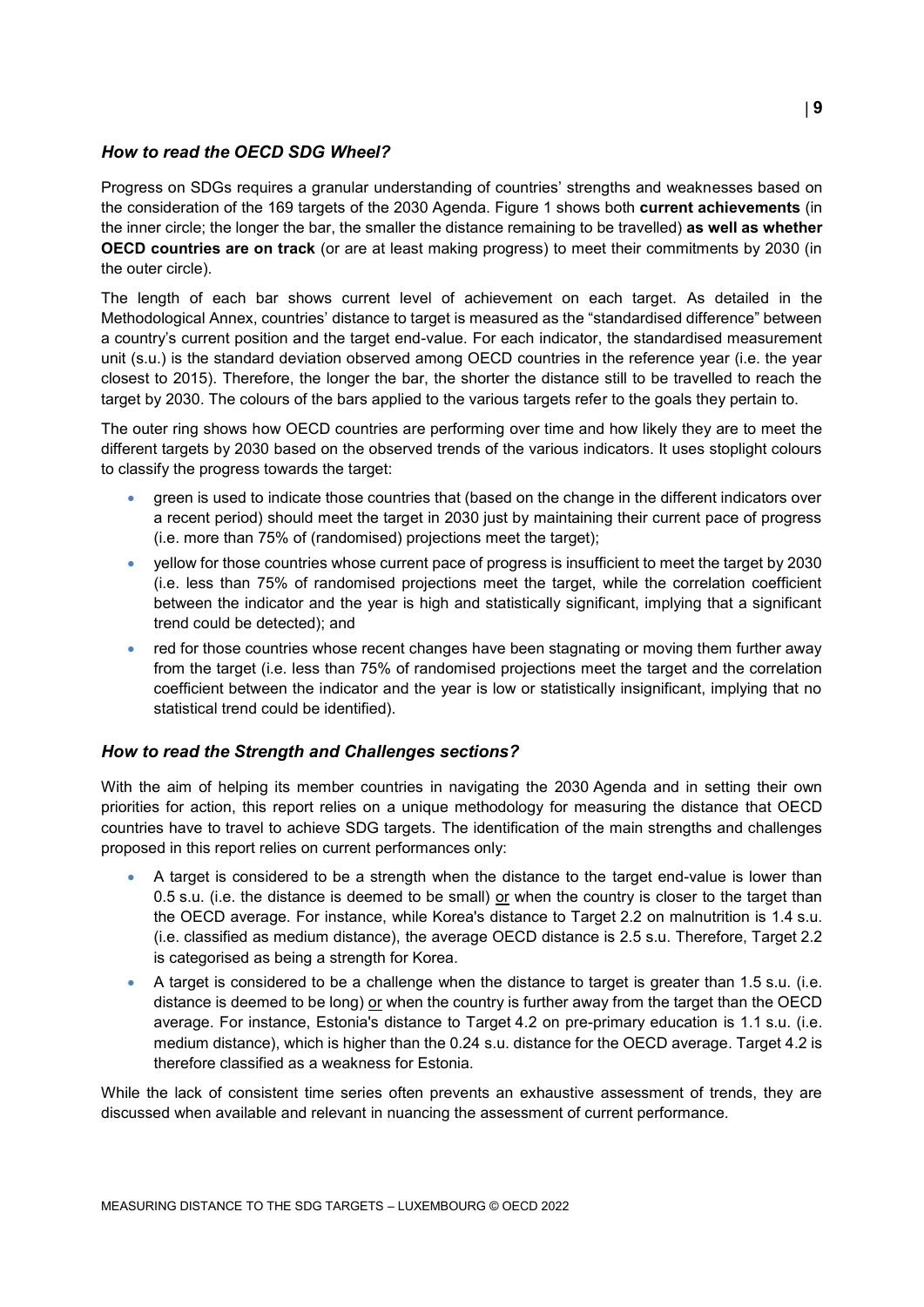### *How to read the OECD SDG Wheel?*

Progress on SDGs requires a granular understanding of countries' strengths and weaknesses based on the consideration of the 169 targets of the 2030 Agenda. Figure 1 shows both **current achievements** (in the inner circle; the longer the bar, the smaller the distance remaining to be travelled) **as well as whether OECD countries are on track** (or are at least making progress) to meet their commitments by 2030 (in the outer circle).

The length of each bar shows current level of achievement on each target. As detailed in the Methodological Annex, countries' distance to target is measured as the "standardised difference" between a country's current position and the target end-value. For each indicator, the standardised measurement unit (s.u.) is the standard deviation observed among OECD countries in the reference year (i.e. the year closest to 2015). Therefore, the longer the bar, the shorter the distance still to be travelled to reach the target by 2030. The colours of the bars applied to the various targets refer to the goals they pertain to.

The outer ring shows how OECD countries are performing over time and how likely they are to meet the different targets by 2030 based on the observed trends of the various indicators. It uses stoplight colours to classify the progress towards the target:

- green is used to indicate those countries that (based on the change in the different indicators over a recent period) should meet the target in 2030 just by maintaining their current pace of progress (i.e. more than 75% of (randomised) projections meet the target);
- yellow for those countries whose current pace of progress is insufficient to meet the target by 2030 (i.e. less than 75% of randomised projections meet the target, while the correlation coefficient between the indicator and the year is high and statistically significant, implying that a significant trend could be detected); and
- red for those countries whose recent changes have been stagnating or moving them further away from the target (i.e. less than 75% of randomised projections meet the target and the correlation coefficient between the indicator and the year is low or statistically insignificant, implying that no statistical trend could be identified).

### *How to read the Strength and Challenges sections?*

With the aim of helping its member countries in navigating the 2030 Agenda and in setting their own priorities for action, this report relies on a unique methodology for measuring the distance that OECD countries have to travel to achieve SDG targets. The identification of the main strengths and challenges proposed in this report relies on current performances only:

- A target is considered to be a strength when the distance to the target end-value is lower than 0.5 s.u. (i.e. the distance is deemed to be small) or when the country is closer to the target than the OECD average. For instance, while Korea's distance to Target 2.2 on malnutrition is 1.4 s.u. (i.e. classified as medium distance), the average OECD distance is 2.5 s.u. Therefore, Target 2.2 is categorised as being a strength for Korea.
- A target is considered to be a challenge when the distance to target is greater than 1.5 s.u. (i.e. distance is deemed to be long) or when the country is further away from the target than the OECD average. For instance, Estonia's distance to Target 4.2 on pre-primary education is 1.1 s.u. (i.e. medium distance), which is higher than the 0.24 s.u. distance for the OECD average. Target 4.2 is therefore classified as a weakness for Estonia.

While the lack of consistent time series often prevents an exhaustive assessment of trends, they are discussed when available and relevant in nuancing the assessment of current performance.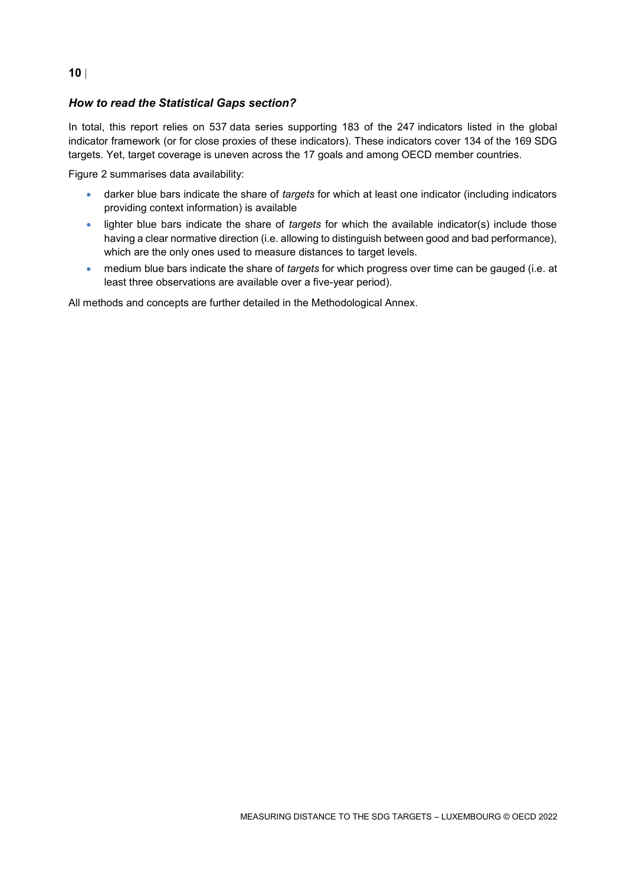### *How to read the Statistical Gaps section?*

In total, this report relies on 537 data series supporting 183 of the 247 indicators listed in the global indicator framework (or for close proxies of these indicators). These indicators cover 134 of the 169 SDG targets. Yet, target coverage is uneven across the 17 goals and among OECD member countries.

Figure 2 summarises data availability:

- darker blue bars indicate the share of *targets* for which at least one indicator (including indicators providing context information) is available
- lighter blue bars indicate the share of *targets* for which the available indicator(s) include those having a clear normative direction (i.e. allowing to distinguish between good and bad performance), which are the only ones used to measure distances to target levels.
- medium blue bars indicate the share of *targets* for which progress over time can be gauged (i.e. at least three observations are available over a five-year period).

All methods and concepts are further detailed in the Methodological Annex.